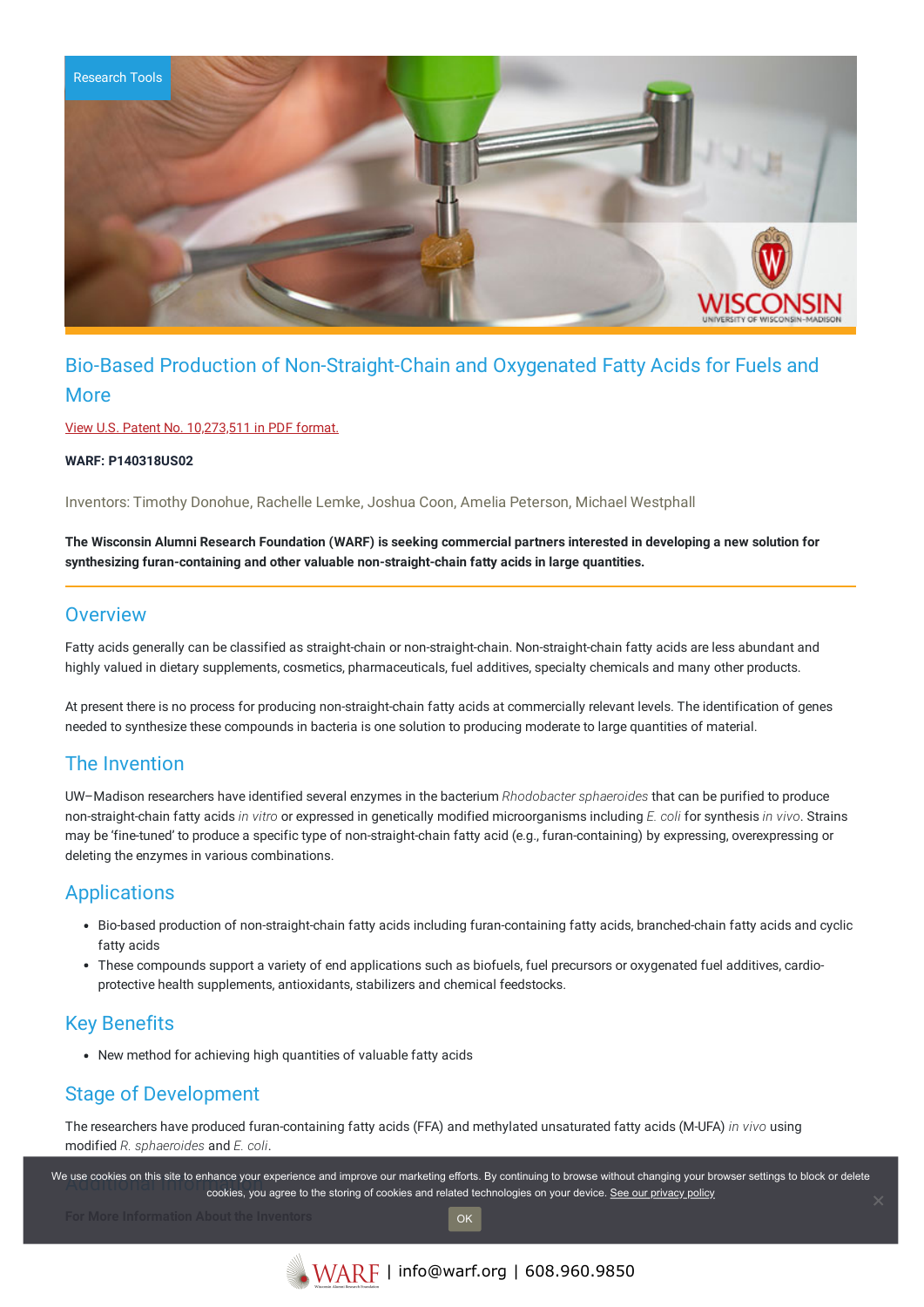Research Tools

# Bio-Based Production of Non-Straight-Chain and Oxygenated Fatty Acids for Fuels and More

[View U.S. Patent No. 10,273,511 in PDF format.](#)

**WARF: P140318US02**

Inventors: Timothy Donohue, Rachelle Lemke, Joshua Coon, Amelia Peterson, Michael Westphall

**The Wisconsin Alumni Research Foundation (WARF) is seeking commercial partners interested in developing a new solution for synthesizing furan-containing and other valuable non-straight-chain fatty acids in large quantities.**

## Overview

Fatty acids generally can be classified as straight-chain or non-straight-chain. Non-straight-chain fatty acids are less abundant and highly valued in dietary supplements, cosmetics, pharmaceuticals, fuel additives, specialty chemicals and many other products.

At present there is no process for producing non-straight-chain fatty acids at commercially relevant levels. The identification of genes needed to synthesize these compounds in bacteria is one solution to producing moderate to large quantities of material.

## The Invention

UW–Madison researchers have identified several enzymes in the bacterium *Rhodobacter sphaeroides* that can be purified to produce non-straight-chain fatty acids *in vitro* or expressed in genetically modified microorganisms including *E. coli* for synthesis *in vivo*. Strains may be 'fine-tuned' to produce a specific type of non-straight-chain fatty acid (e.g., furan-containing) by expressing, overexpressing or deleting the enzymes in various combinations.

## Applications

- Bio-based production of non-straight-chain fatty acids including furan-containing fatty acids, branched-chain fatty acids and cyclic fatty acids
- These compounds support a variety of end applications such as biofuels, fuel precursors or oxygenated fuel additives, cardio-protective health supplements, antioxidants, stabilizers and chemical feedstocks.

## Key Benefits

- New method for achieving high quantities of valuable fatty acids

## Stage of Development

The researchers have produced furan-containing fatty acids (FFA) and methylated unsaturated fatty acids (M-UFA) *in vivo* using modified *R. sphaeroides* and *E. coli*.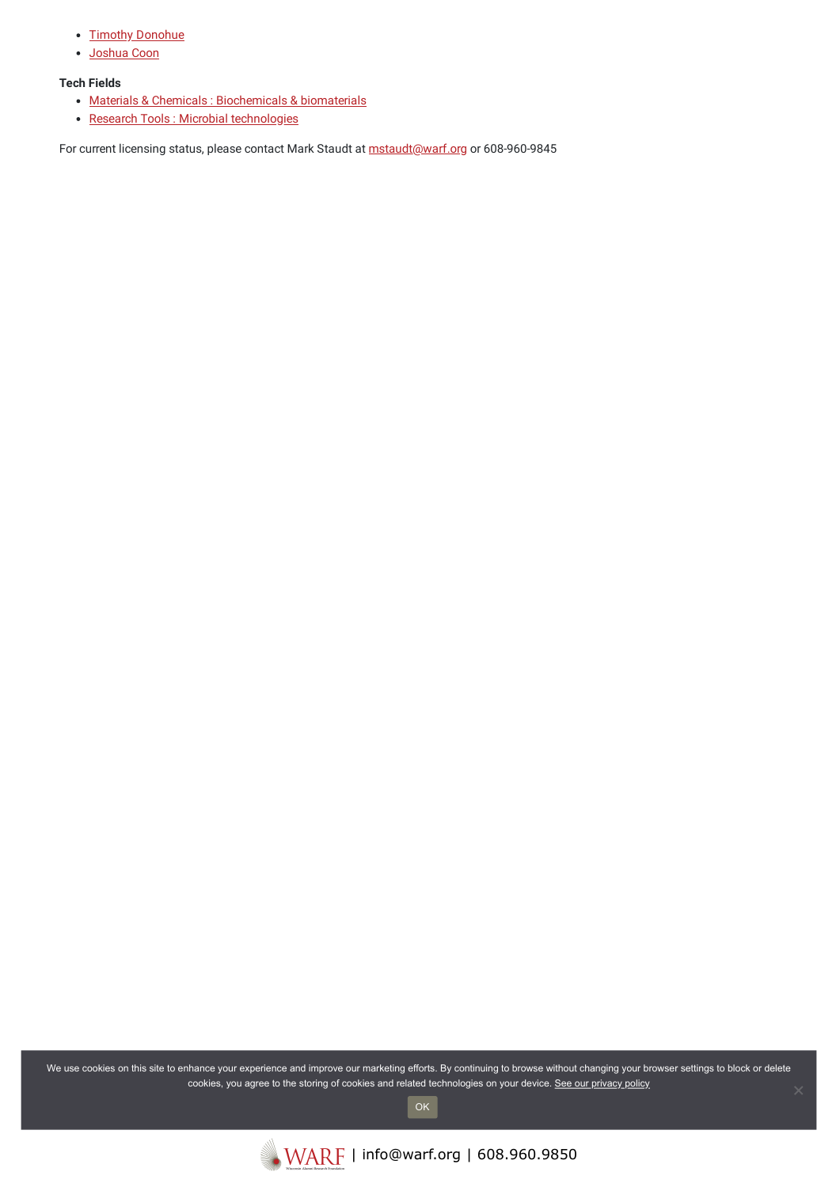- Timothy Donohue
- Joshua Coon

**Tech Fields**

- Materials & Chemicals : Biochemicals & biomaterials
- Research Tools : Microbial technologies

For current licensing status, please contact Mark Staudt at mstaudt@warf.org or 608-960-9845